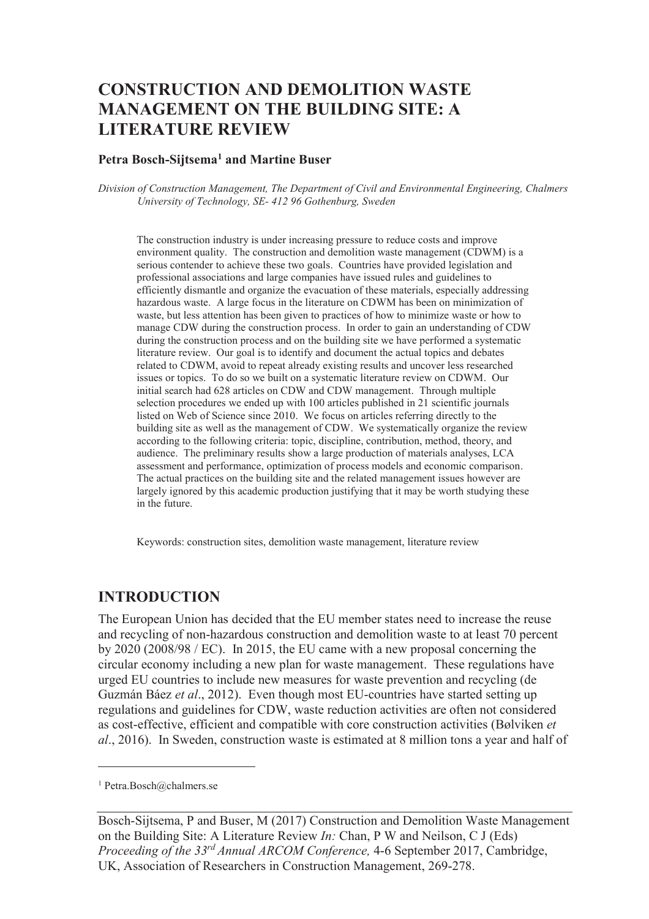# CONSTRUCTION AND DEMOLITION WASTE MANAGEMENT ON THE BUILDING SITE: A LITERATURE REVIEW

**Petra Bosch-Sijtsema[1] and Martine Buser**

*Division of Construction Management, The Department of Civil and Environmental Engineering, Chalmers University of Technology, SE- 412 96 Gothenburg, Sweden*

The construction industry is under increasing pressure to reduce costs and improve environment quality. The construction and demolition waste management (CDWM) is a serious contender to achieve these two goals. Countries have provided legislation and professional associations and large companies have issued rules and guidelines to efficiently dismantle and organize the evacuation of these materials, especially addressing hazardous waste. A large focus in the literature on CDWM has been on minimization of waste, but less attention has been given to practices of how to minimize waste or how to manage CDW during the construction process. In order to gain an understanding of CDW during the construction process and on the building site we have performed a systematic literature review. Our goal is to identify and document the actual topics and debates related to CDWM, avoid to repeat already existing results and uncover less researched issues or topics. To do so we built on a systematic literature review on CDWM. Our initial search had 628 articles on CDW and CDW management. Through multiple selection procedures we ended up with 100 articles published in 21 scientific journals listed on Web of Science since 2010. We focus on articles referring directly to the building site as well as the management of CDW. We systematically organize the review according to the following criteria: topic, discipline, contribution, method, theory, and audience. The preliminary results show a large production of materials analyses, LCA assessment and performance, optimization of process models and economic comparison. The actual practices on the building site and the related management issues however are largely ignored by this academic production justifying that it may be worth studying these in the future.

Keywords: construction sites, demolition waste management, literature review

## INTRODUCTION

The European Union has decided that the EU member states need to increase the reuse and recycling of non-hazardous construction and demolition waste to at least 70 percent by 2020 (2008/98 / EC). In 2015, the EU came with a new proposal concerning the circular economy including a new plan for waste management. These regulations have urged EU countries to include new measures for waste prevention and recycling (de Guzmán Báez *et al*., 2012). Even though most EU-countries have started setting up regulations and guidelines for CDW, waste reduction activities are often not considered as cost-effective, efficient and compatible with core construction activities (Bølviken *et al*., 2016). In Sweden, construction waste is estimated at 8 million tons a year and half of

[1] Petra.Bosch@chalmers.se

Bosch-Sijtsema, P and Buser, M (2017) Construction and Demolition Waste Management on the Building Site: A Literature Review *In:* Chan, P W and Neilson, C J (Eds) *Proceeding of the 33rd Annual ARCOM Conference,* 4-6 September 2017, Cambridge, UK, Association of Researchers in Construction Management, 269-278.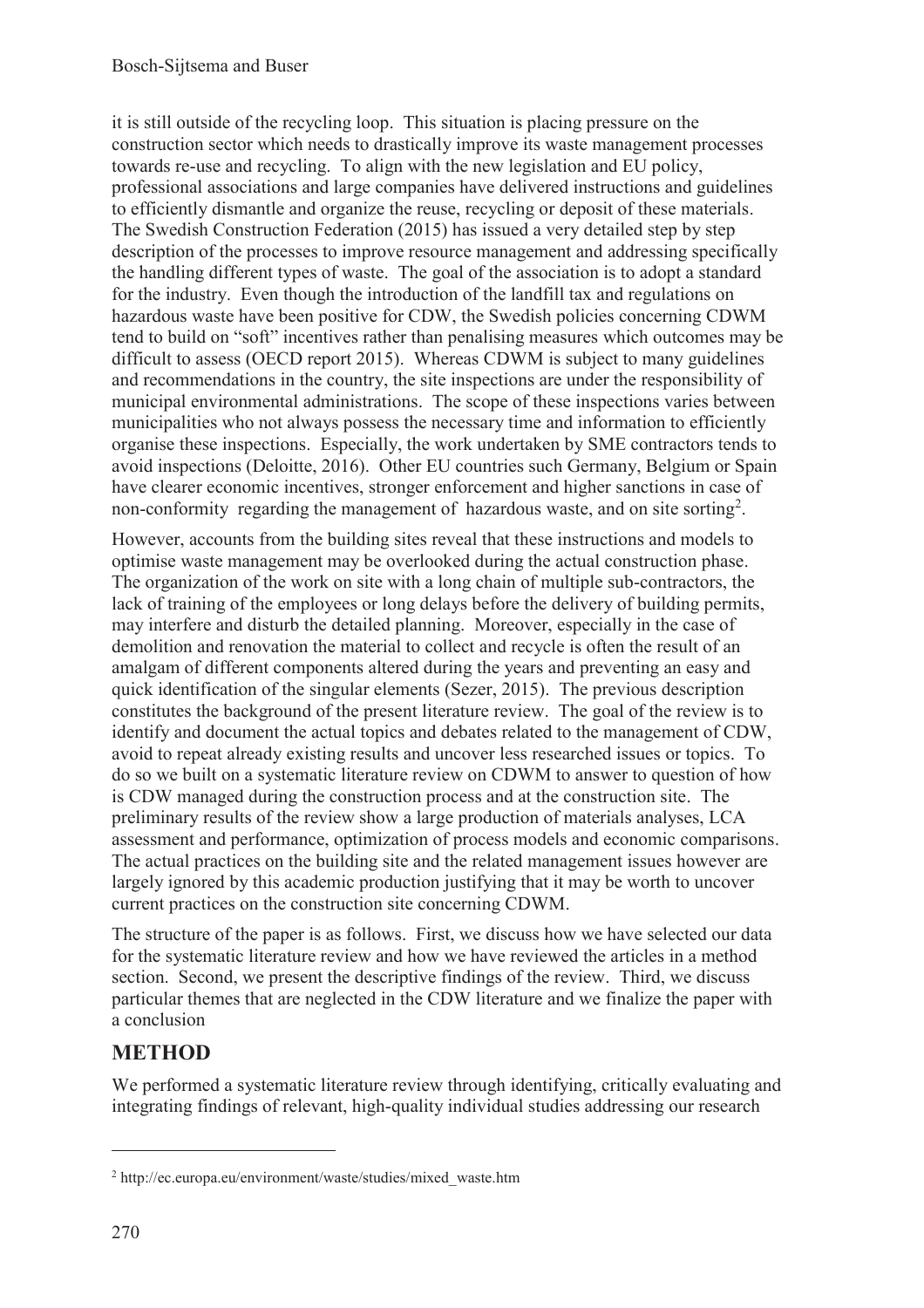it is still outside of the recycling loop. This situation is placing pressure on the construction sector which needs to drastically improve its waste management processes towards re-use and recycling. To align with the new legislation and EU policy, professional associations and large companies have delivered instructions and guidelines to efficiently dismantle and organize the reuse, recycling or deposit of these materials. The Swedish Construction Federation (2015) has issued a very detailed step by step description of the processes to improve resource management and addressing specifically the handling different types of waste. The goal of the association is to adopt a standard for the industry. Even though the introduction of the landfill tax and regulations on hazardous waste have been positive for CDW, the Swedish policies concerning CDWM tend to build on "soft" incentives rather than penalising measures which outcomes may be difficult to assess (OECD report 2015). Whereas CDWM is subject to many guidelines and recommendations in the country, the site inspections are under the responsibility of municipal environmental administrations. The scope of these inspections varies between municipalities who not always possess the necessary time and information to efficiently organise these inspections. Especially, the work undertaken by SME contractors tends to avoid inspections (Deloitte, 2016). Other EU countries such Germany, Belgium or Spain have clearer economic incentives, stronger enforcement and higher sanctions in case of non-conformity regarding the management of hazardous waste, and on site sorting[2].

However, accounts from the building sites reveal that these instructions and models to optimise waste management may be overlooked during the actual construction phase. The organization of the work on site with a long chain of multiple sub-contractors, the lack of training of the employees or long delays before the delivery of building permits, may interfere and disturb the detailed planning. Moreover, especially in the case of demolition and renovation the material to collect and recycle is often the result of an amalgam of different components altered during the years and preventing an easy and quick identification of the singular elements (Sezer, 2015). The previous description constitutes the background of the present literature review. The goal of the review is to identify and document the actual topics and debates related to the management of CDW, avoid to repeat already existing results and uncover less researched issues or topics. To do so we built on a systematic literature review on CDWM to answer to question of how is CDW managed during the construction process and at the construction site. The preliminary results of the review show a large production of materials analyses, LCA assessment and performance, optimization of process models and economic comparisons. The actual practices on the building site and the related management issues however are largely ignored by this academic production justifying that it may be worth to uncover current practices on the construction site concerning CDWM.

The structure of the paper is as follows. First, we discuss how we have selected our data for the systematic literature review and how we have reviewed the articles in a method section. Second, we present the descriptive findings of the review. Third, we discuss particular themes that are neglected in the CDW literature and we finalize the paper with a conclusion

## METHOD

We performed a systematic literature review through identifying, critically evaluating and integrating findings of relevant, high-quality individual studies addressing our research

[2] http://ec.europa.eu/environment/waste/studies/mixed_waste.htm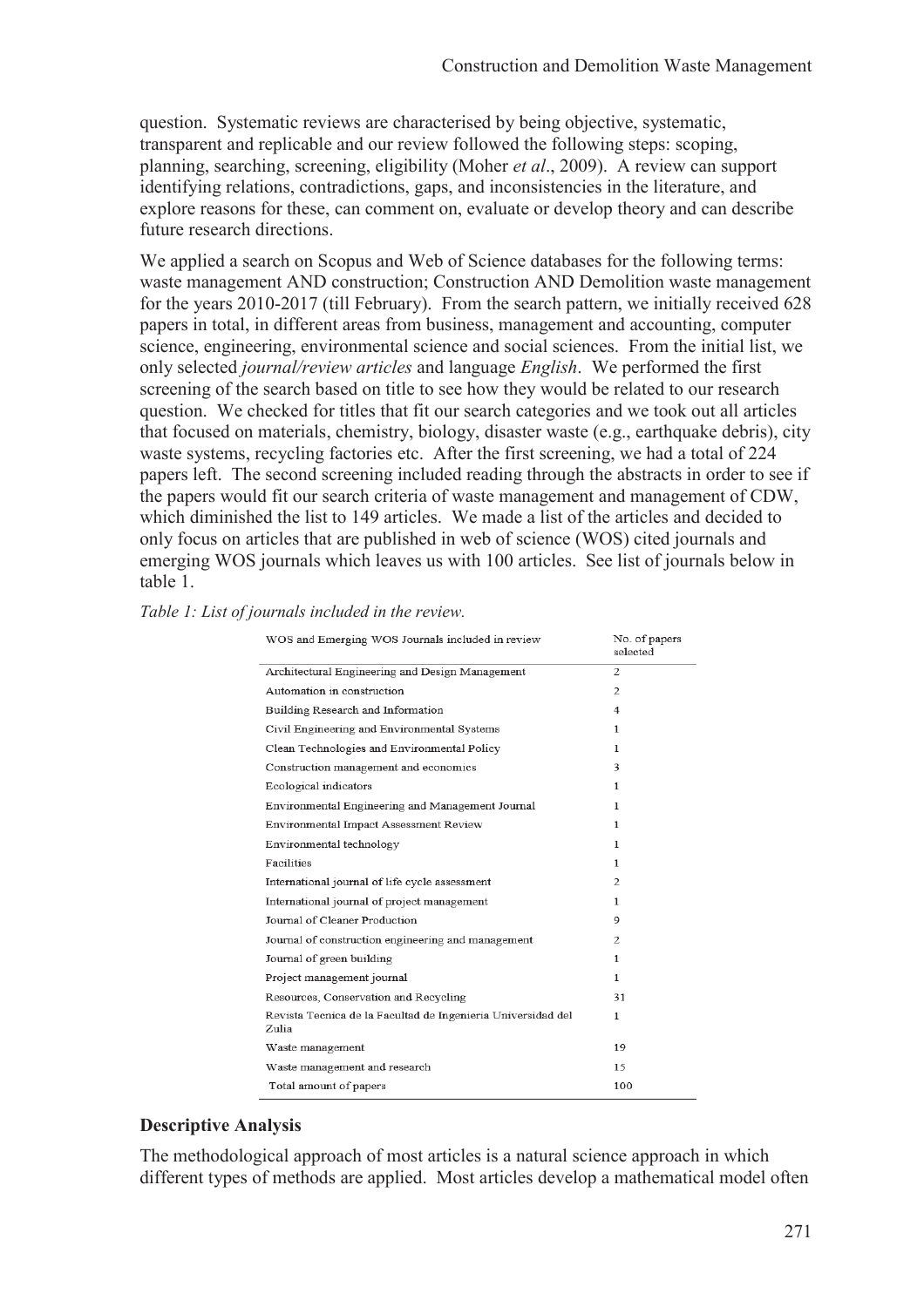question. Systematic reviews are characterised by being objective, systematic, transparent and replicable and our review followed the following steps: scoping, planning, searching, screening, eligibility (Moher *et al*., 2009). A review can support identifying relations, contradictions, gaps, and inconsistencies in the literature, and explore reasons for these, can comment on, evaluate or develop theory and can describe future research directions.

We applied a search on Scopus and Web of Science databases for the following terms: waste management AND construction; Construction AND Demolition waste management for the years 2010-2017 (till February). From the search pattern, we initially received 628 papers in total, in different areas from business, management and accounting, computer science, engineering, environmental science and social sciences. From the initial list, we only selected *journal/review articles* and language *English*. We performed the first screening of the search based on title to see how they would be related to our research question. We checked for titles that fit our search categories and we took out all articles that focused on materials, chemistry, biology, disaster waste (e.g., earthquake debris), city waste systems, recycling factories etc. After the first screening, we had a total of 224 papers left. The second screening included reading through the abstracts in order to see if the papers would fit our search criteria of waste management and management of CDW, which diminished the list to 149 articles. We made a list of the articles and decided to only focus on articles that are published in web of science (WOS) cited journals and emerging WOS journals which leaves us with 100 articles. See list of journals below in table 1.

*Table 1: List of journals included in the review.*

| WOS and Emerging WOS Journals included in review | No. of papers selected |
|---|---|
| Architectural Engineering and Design Management | 2 |
| Automation in construction | 2 |
| Building Research and Information | 4 |
| Civil Engineering and Environmental Systems | 1 |
| Clean Technologies and Environmental Policy | 1 |
| Construction management and economics | 3 |
| Ecological indicators | 1 |
| Environmental Engineering and Management Journal | 1 |
| Environmental Impact Assessment Review | 1 |
| Environmental technology | 1 |
| Facilities | 1 |
| International journal of life cycle assessment | 2 |
| International journal of project management | 1 |
| Journal of Cleaner Production | 9 |
| Journal of construction engineering and management | 2 |
| Journal of green building | 1 |
| Project management journal | 1 |
| Resources, Conservation and Recycling | 31 |
| Revista Tecnica de la Facultad de Ingenieria Universidad del Zulia | 1 |
| Waste management | 19 |
| Waste management and research | 15 |
| Total amount of papers | 100 |

## Descriptive Analysis

The methodological approach of most articles is a natural science approach in which different types of methods are applied. Most articles develop a mathematical model often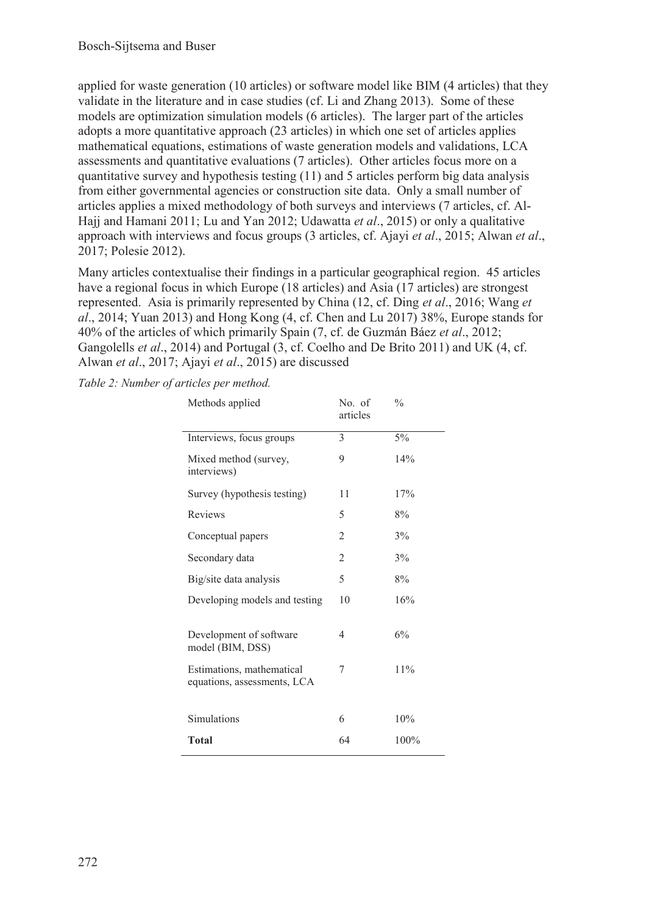applied for waste generation (10 articles) or software model like BIM (4 articles) that they validate in the literature and in case studies (cf. Li and Zhang 2013). Some of these models are optimization simulation models (6 articles). The larger part of the articles adopts a more quantitative approach (23 articles) in which one set of articles applies mathematical equations, estimations of waste generation models and validations, LCA assessments and quantitative evaluations (7 articles). Other articles focus more on a quantitative survey and hypothesis testing (11) and 5 articles perform big data analysis from either governmental agencies or construction site data. Only a small number of articles applies a mixed methodology of both surveys and interviews (7 articles, cf. Al-Hajj and Hamani 2011; Lu and Yan 2012; Udawatta *et al*., 2015) or only a qualitative approach with interviews and focus groups (3 articles, cf. Ajayi *et al*., 2015; Alwan *et al*., 2017; Polesie 2012).

Many articles contextualise their findings in a particular geographical region. 45 articles have a regional focus in which Europe (18 articles) and Asia (17 articles) are strongest represented. Asia is primarily represented by China (12, cf. Ding *et al*., 2016; Wang *et al*., 2014; Yuan 2013) and Hong Kong (4, cf. Chen and Lu 2017) 38%, Europe stands for 40% of the articles of which primarily Spain (7, cf. de Guzmán Báez *et al*., 2012; Gangolells *et al*., 2014) and Portugal (3, cf. Coelho and De Brito 2011) and UK (4, cf. Alwan *et al*., 2017; Ajayi *et al*., 2015) are discussed

*Table 2: Number of articles per method.*

| Methods applied | No. of articles | % |
|---|---|---|
| Interviews, focus groups | 3 | 5% |
| Mixed method (survey, interviews) | 9 | 14% |
| Survey (hypothesis testing) | 11 | 17% |
| Reviews | 5 | 8% |
| Conceptual papers | 2 | 3% |
| Secondary data | 2 | 3% |
| Big/site data analysis | 5 | 8% |
| Developing models and testing | 10 | 16% |
| Development of software model (BIM, DSS) | 4 | 6% |
| Estimations, mathematical equations, assessments, LCA | 7 | 11% |
| Simulations | 6 | 10% |
| **Total** | 64 | 100% |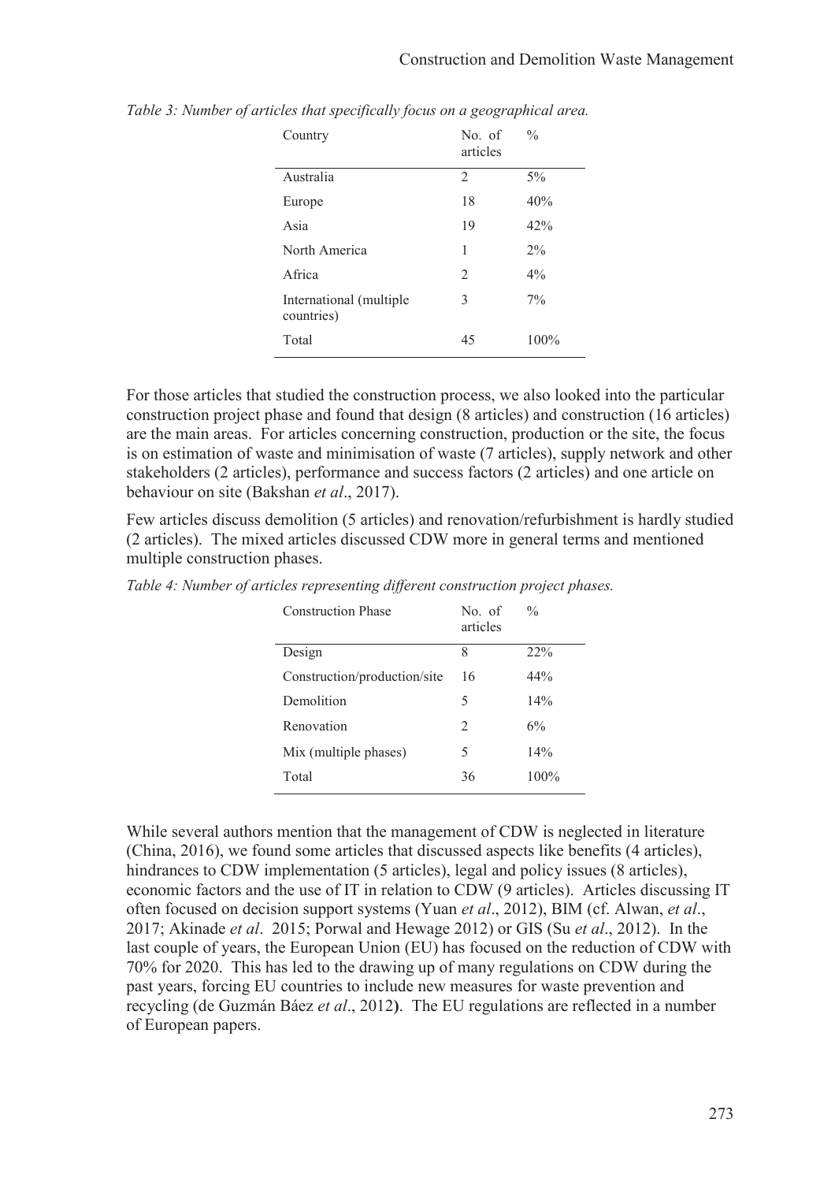*Table 3: Number of articles that specifically focus on a geographical area.*

| Country | No. of articles | % |
|---|---|---|
| Australia | 2 | 5% |
| Europe | 18 | 40% |
| Asia | 19 | 42% |
| North America | 1 | 2% |
| Africa | 2 | 4% |
| International (multiple countries) | 3 | 7% |
| Total | 45 | 100% |

For those articles that studied the construction process, we also looked into the particular construction project phase and found that design (8 articles) and construction (16 articles) are the main areas. For articles concerning construction, production or the site, the focus is on estimation of waste and minimisation of waste (7 articles), supply network and other stakeholders (2 articles), performance and success factors (2 articles) and one article on behaviour on site (Bakshan *et al*., 2017).

Few articles discuss demolition (5 articles) and renovation/refurbishment is hardly studied (2 articles). The mixed articles discussed CDW more in general terms and mentioned multiple construction phases.

*Table 4: Number of articles representing different construction project phases.*

| Construction Phase | No. of articles | % |
|---|---|---|
| Design | 8 | 22% |
| Construction/production/site | 16 | 44% |
| Demolition | 5 | 14% |
| Renovation | 2 | 6% |
| Mix (multiple phases) | 5 | 14% |
| Total | 36 | 100% |

While several authors mention that the management of CDW is neglected in literature (China, 2016), we found some articles that discussed aspects like benefits (4 articles), hindrances to CDW implementation (5 articles), legal and policy issues (8 articles), economic factors and the use of IT in relation to CDW (9 articles). Articles discussing IT often focused on decision support systems (Yuan *et al*., 2012), BIM (cf. Alwan, *et al*., 2017; Akinade *et al*. 2015; Porwal and Hewage 2012) or GIS (Su *et al*., 2012). In the last couple of years, the European Union (EU) has focused on the reduction of CDW with 70% for 2020. This has led to the drawing up of many regulations on CDW during the past years, forcing EU countries to include new measures for waste prevention and recycling (de Guzmán Báez *et al*., 2012**)**. The EU regulations are reflected in a number of European papers.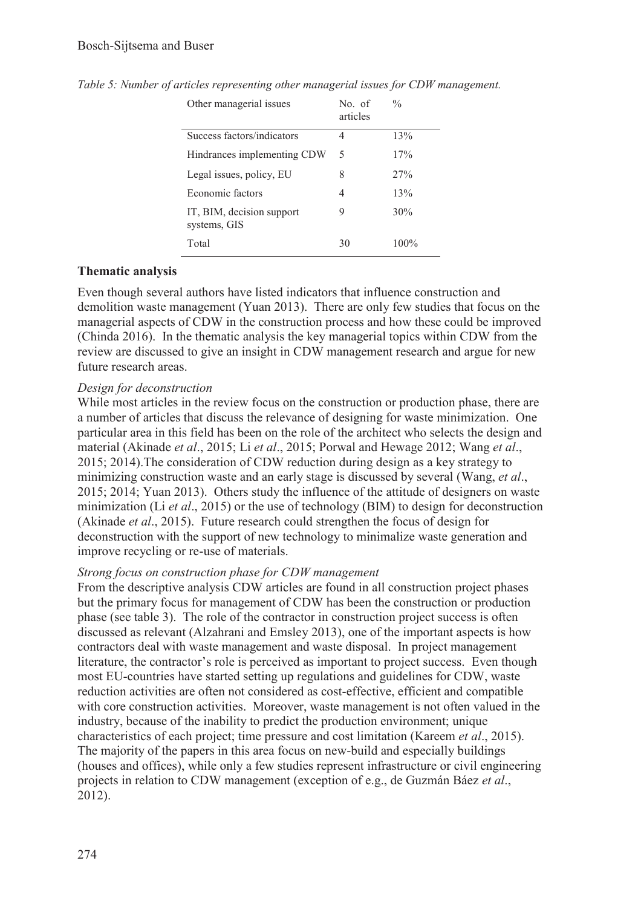*Table 5: Number of articles representing other managerial issues for CDW management.*

| Other managerial issues | No. of articles | % |
|---|---|---|
| Success factors/indicators | 4 | 13% |
| Hindrances implementing CDW | 5 | 17% |
| Legal issues, policy, EU | 8 | 27% |
| Economic factors | 4 | 13% |
| IT, BIM, decision support systems, GIS | 9 | 30% |
| Total | 30 | 100% |

## Thematic analysis

Even though several authors have listed indicators that influence construction and demolition waste management (Yuan 2013). There are only few studies that focus on the managerial aspects of CDW in the construction process and how these could be improved (Chinda 2016). In the thematic analysis the key managerial topics within CDW from the review are discussed to give an insight in CDW management research and argue for new future research areas.

### *Design for deconstruction*

While most articles in the review focus on the construction or production phase, there are a number of articles that discuss the relevance of designing for waste minimization. One particular area in this field has been on the role of the architect who selects the design and material (Akinade *et al*., 2015; Li *et al*., 2015; Porwal and Hewage 2012; Wang *et al*., 2015; 2014).The consideration of CDW reduction during design as a key strategy to minimizing construction waste and an early stage is discussed by several (Wang, *et al*., 2015; 2014; Yuan 2013). Others study the influence of the attitude of designers on waste minimization (Li *et al*., 2015) or the use of technology (BIM) to design for deconstruction (Akinade *et al*., 2015). Future research could strengthen the focus of design for deconstruction with the support of new technology to minimalize waste generation and improve recycling or re-use of materials.

### *Strong focus on construction phase for CDW management*

From the descriptive analysis CDW articles are found in all construction project phases but the primary focus for management of CDW has been the construction or production phase (see table 3). The role of the contractor in construction project success is often discussed as relevant (Alzahrani and Emsley 2013), one of the important aspects is how contractors deal with waste management and waste disposal. In project management literature, the contractor's role is perceived as important to project success. Even though most EU-countries have started setting up regulations and guidelines for CDW, waste reduction activities are often not considered as cost-effective, efficient and compatible with core construction activities. Moreover, waste management is not often valued in the industry, because of the inability to predict the production environment; unique characteristics of each project; time pressure and cost limitation (Kareem *et al*., 2015). The majority of the papers in this area focus on new-build and especially buildings (houses and offices), while only a few studies represent infrastructure or civil engineering projects in relation to CDW management (exception of e.g., de Guzmán Báez *et al*., 2012).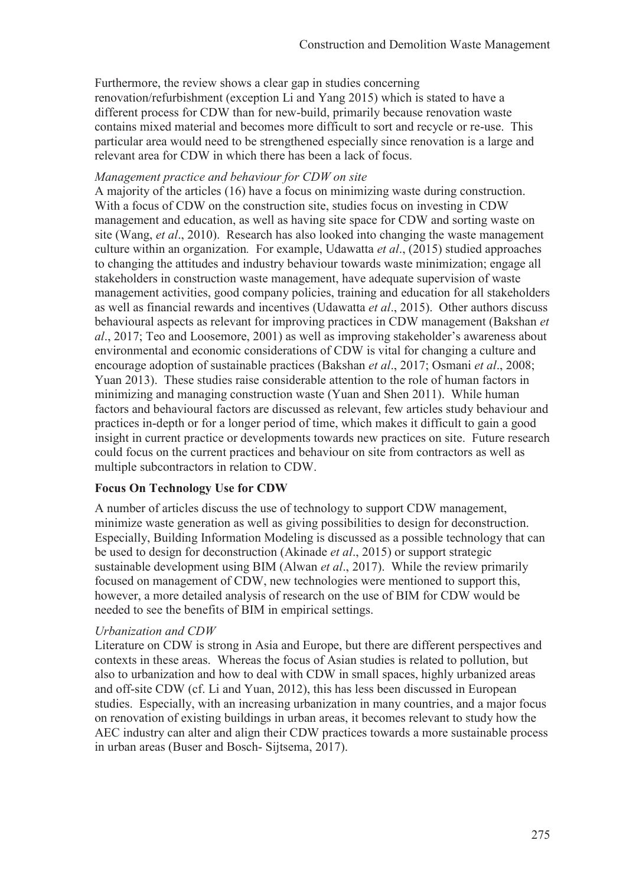Furthermore, the review shows a clear gap in studies concerning renovation/refurbishment (exception Li and Yang 2015) which is stated to have a different process for CDW than for new-build, primarily because renovation waste contains mixed material and becomes more difficult to sort and recycle or re-use. This particular area would need to be strengthened especially since renovation is a large and relevant area for CDW in which there has been a lack of focus.

*Management practice and behaviour for CDW on site*

A majority of the articles (16) have a focus on minimizing waste during construction. With a focus of CDW on the construction site, studies focus on investing in CDW management and education, as well as having site space for CDW and sorting waste on site (Wang, *et al*., 2010). Research has also looked into changing the waste management culture within an organization. For example, Udawatta *et al*., (2015) studied approaches to changing the attitudes and industry behaviour towards waste minimization; engage all stakeholders in construction waste management, have adequate supervision of waste management activities, good company policies, training and education for all stakeholders as well as financial rewards and incentives (Udawatta *et al*., 2015). Other authors discuss behavioural aspects as relevant for improving practices in CDW management (Bakshan *et al*., 2017; Teo and Loosemore, 2001) as well as improving stakeholder's awareness about environmental and economic considerations of CDW is vital for changing a culture and encourage adoption of sustainable practices (Bakshan *et al*., 2017; Osmani *et al*., 2008; Yuan 2013). These studies raise considerable attention to the role of human factors in minimizing and managing construction waste (Yuan and Shen 2011). While human factors and behavioural factors are discussed as relevant, few articles study behaviour and practices in-depth or for a longer period of time, which makes it difficult to gain a good insight in current practice or developments towards new practices on site. Future research could focus on the current practices and behaviour on site from contractors as well as multiple subcontractors in relation to CDW.

**Focus On Technology Use for CDW**

A number of articles discuss the use of technology to support CDW management, minimize waste generation as well as giving possibilities to design for deconstruction. Especially, Building Information Modeling is discussed as a possible technology that can be used to design for deconstruction (Akinade *et al*., 2015) or support strategic sustainable development using BIM (Alwan *et al*., 2017). While the review primarily focused on management of CDW, new technologies were mentioned to support this, however, a more detailed analysis of research on the use of BIM for CDW would be needed to see the benefits of BIM in empirical settings.

*Urbanization and CDW*

Literature on CDW is strong in Asia and Europe, but there are different perspectives and contexts in these areas. Whereas the focus of Asian studies is related to pollution, but also to urbanization and how to deal with CDW in small spaces, highly urbanized areas and off-site CDW (cf. Li and Yuan, 2012), this has less been discussed in European studies. Especially, with an increasing urbanization in many countries, and a major focus on renovation of existing buildings in urban areas, it becomes relevant to study how the AEC industry can alter and align their CDW practices towards a more sustainable process in urban areas (Buser and Bosch- Sijtsema, 2017).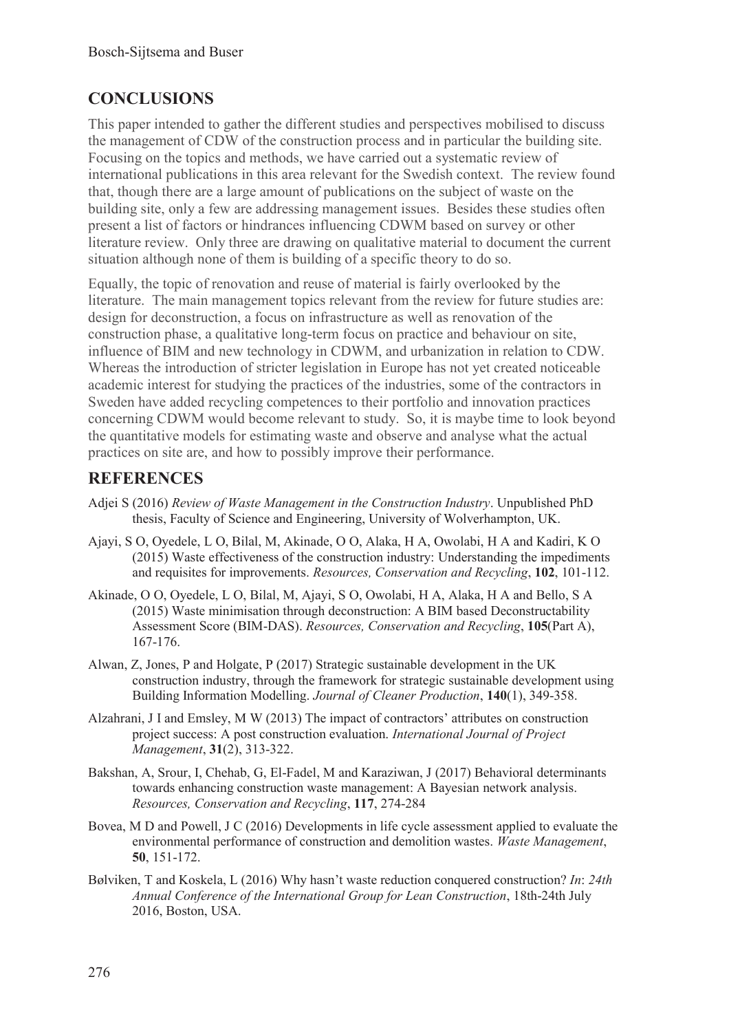## CONCLUSIONS

This paper intended to gather the different studies and perspectives mobilised to discuss the management of CDW of the construction process and in particular the building site. Focusing on the topics and methods, we have carried out a systematic review of international publications in this area relevant for the Swedish context. The review found that, though there are a large amount of publications on the subject of waste on the building site, only a few are addressing management issues. Besides these studies often present a list of factors or hindrances influencing CDWM based on survey or other literature review. Only three are drawing on qualitative material to document the current situation although none of them is building of a specific theory to do so.

Equally, the topic of renovation and reuse of material is fairly overlooked by the literature. The main management topics relevant from the review for future studies are: design for deconstruction, a focus on infrastructure as well as renovation of the construction phase, a qualitative long-term focus on practice and behaviour on site, influence of BIM and new technology in CDWM, and urbanization in relation to CDW. Whereas the introduction of stricter legislation in Europe has not yet created noticeable academic interest for studying the practices of the industries, some of the contractors in Sweden have added recycling competences to their portfolio and innovation practices concerning CDWM would become relevant to study. So, it is maybe time to look beyond the quantitative models for estimating waste and observe and analyse what the actual practices on site are, and how to possibly improve their performance.

## REFERENCES

Adjei S (2016) *Review of Waste Management in the Construction Industry*. Unpublished PhD thesis, Faculty of Science and Engineering, University of Wolverhampton, UK.

Ajayi, S O, Oyedele, L O, Bilal, M, Akinade, O O, Alaka, H A, Owolabi, H A and Kadiri, K O (2015) Waste effectiveness of the construction industry: Understanding the impediments and requisites for improvements. *Resources, Conservation and Recycling*, **102**, 101-112.

Akinade, O O, Oyedele, L O, Bilal, M, Ajayi, S O, Owolabi, H A, Alaka, H A and Bello, S A (2015) Waste minimisation through deconstruction: A BIM based Deconstructability Assessment Score (BIM-DAS). *Resources, Conservation and Recycling*, **105**(Part A), 167-176.

Alwan, Z, Jones, P and Holgate, P (2017) Strategic sustainable development in the UK construction industry, through the framework for strategic sustainable development using Building Information Modelling. *Journal of Cleaner Production*, **140**(1), 349-358.

Alzahrani, J I and Emsley, M W (2013) The impact of contractors' attributes on construction project success: A post construction evaluation. *International Journal of Project Management*, **31**(2), 313-322.

Bakshan, A, Srour, I, Chehab, G, El-Fadel, M and Karaziwan, J (2017) Behavioral determinants towards enhancing construction waste management: A Bayesian network analysis. *Resources, Conservation and Recycling*, **117**, 274-284

Bovea, M D and Powell, J C (2016) Developments in life cycle assessment applied to evaluate the environmental performance of construction and demolition wastes. *Waste Management*, **50**, 151-172.

Bølviken, T and Koskela, L (2016) Why hasn't waste reduction conquered construction? *In*: *24th Annual Conference of the International Group for Lean Construction*, 18th-24th July 2016, Boston, USA.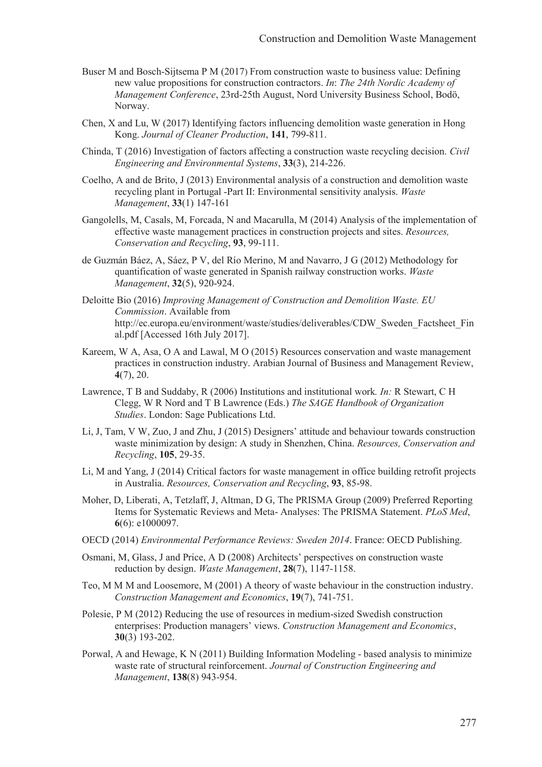Buser M and Bosch-Sijtsema P M (2017) From construction waste to business value: Defining new value propositions for construction contractors. *In*: *The 24th Nordic Academy of Management Conference*, 23rd-25th August, Nord University Business School, Bodö, Norway.

Chen, X and Lu, W (2017) Identifying factors influencing demolition waste generation in Hong Kong. *Journal of Cleaner Production*, **141**, 799-811.

Chinda, T (2016) Investigation of factors affecting a construction waste recycling decision. *Civil Engineering and Environmental Systems*, **33**(3), 214-226.

Coelho, A and de Brito, J (2013) Environmental analysis of a construction and demolition waste recycling plant in Portugal -Part II: Environmental sensitivity analysis. *Waste Management*, **33**(1) 147-161

Gangolells, M, Casals, M, Forcada, N and Macarulla, M (2014) Analysis of the implementation of effective waste management practices in construction projects and sites. *Resources, Conservation and Recycling*, **93**, 99-111.

de Guzmán Báez, A, Sáez, P V, del Río Merino, M and Navarro, J G (2012) Methodology for quantification of waste generated in Spanish railway construction works. *Waste Management*, **32**(5), 920-924.

Deloitte Bio (2016) *Improving Management of Construction and Demolition Waste. EU Commission*. Available from http://ec.europa.eu/environment/waste/studies/deliverables/CDW_Sweden_Factsheet_Final.pdf [Accessed 16th July 2017].

Kareem, W A, Asa, O A and Lawal, M O (2015) Resources conservation and waste management practices in construction industry. Arabian Journal of Business and Management Review, **4**(7), 20.

Lawrence, T B and Suddaby, R (2006) Institutions and institutional work*. In:* R Stewart, C H Clegg, W R Nord and T B Lawrence (Eds.) *The SAGE Handbook of Organization Studies*. London: Sage Publications Ltd.

Li, J, Tam, V W, Zuo, J and Zhu, J (2015) Designers' attitude and behaviour towards construction waste minimization by design: A study in Shenzhen, China. *Resources, Conservation and Recycling*, **105**, 29-35.

Li, M and Yang, J (2014) Critical factors for waste management in office building retrofit projects in Australia. *Resources, Conservation and Recycling*, **93**, 85-98.

Moher, D, Liberati, A, Tetzlaff, J, Altman, D G, The PRISMA Group (2009) Preferred Reporting Items for Systematic Reviews and Meta- Analyses: The PRISMA Statement. *PLoS Med*, **6**(6): e1000097.

OECD (2014) *Environmental Performance Reviews: Sweden 2014*. France: OECD Publishing.

Osmani, M, Glass, J and Price, A D (2008) Architects' perspectives on construction waste reduction by design. *Waste Management*, **28**(7), 1147-1158.

Teo, M M M and Loosemore, M (2001) A theory of waste behaviour in the construction industry. *Construction Management and Economics*, **19**(7), 741-751.

Polesie, P M (2012) Reducing the use of resources in medium-sized Swedish construction enterprises: Production managers' views. *Construction Management and Economics*, **30**(3) 193-202.

Porwal, A and Hewage, K N (2011) Building Information Modeling - based analysis to minimize waste rate of structural reinforcement. *Journal of Construction Engineering and Management*, **138**(8) 943-954.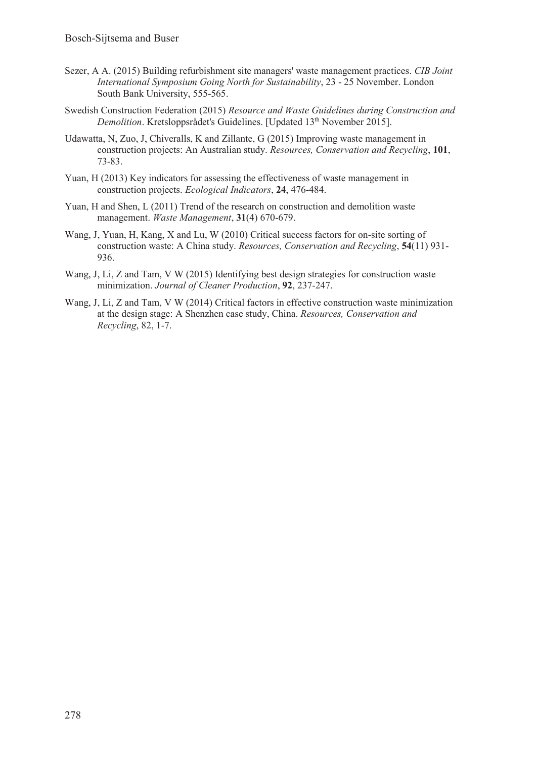Sezer, A A. (2015) Building refurbishment site managers' waste management practices. *CIB Joint International Symposium Going North for Sustainability*, 23 - 25 November. London South Bank University, 555-565.

Swedish Construction Federation (2015) *Resource and Waste Guidelines during Construction and Demolition*. Kretsloppsrådet's Guidelines. [Updated 13th November 2015].

Udawatta, N, Zuo, J, Chiveralls, K and Zillante, G (2015) Improving waste management in construction projects: An Australian study. *Resources, Conservation and Recycling*, **101**, 73-83.

Yuan, H (2013) Key indicators for assessing the effectiveness of waste management in construction projects. *Ecological Indicators*, **24**, 476-484.

Yuan, H and Shen, L (2011) Trend of the research on construction and demolition waste management. *Waste Management*, **31**(4) 670-679.

Wang, J, Yuan, H, Kang, X and Lu, W (2010) Critical success factors for on-site sorting of construction waste: A China study. *Resources, Conservation and Recycling*, **54**(11) 931-936.

Wang, J, Li, Z and Tam, V W (2015) Identifying best design strategies for construction waste minimization. *Journal of Cleaner Production*, **92**, 237-247.

Wang, J, Li, Z and Tam, V W (2014) Critical factors in effective construction waste minimization at the design stage: A Shenzhen case study, China. *Resources, Conservation and Recycling*, 82, 1-7.